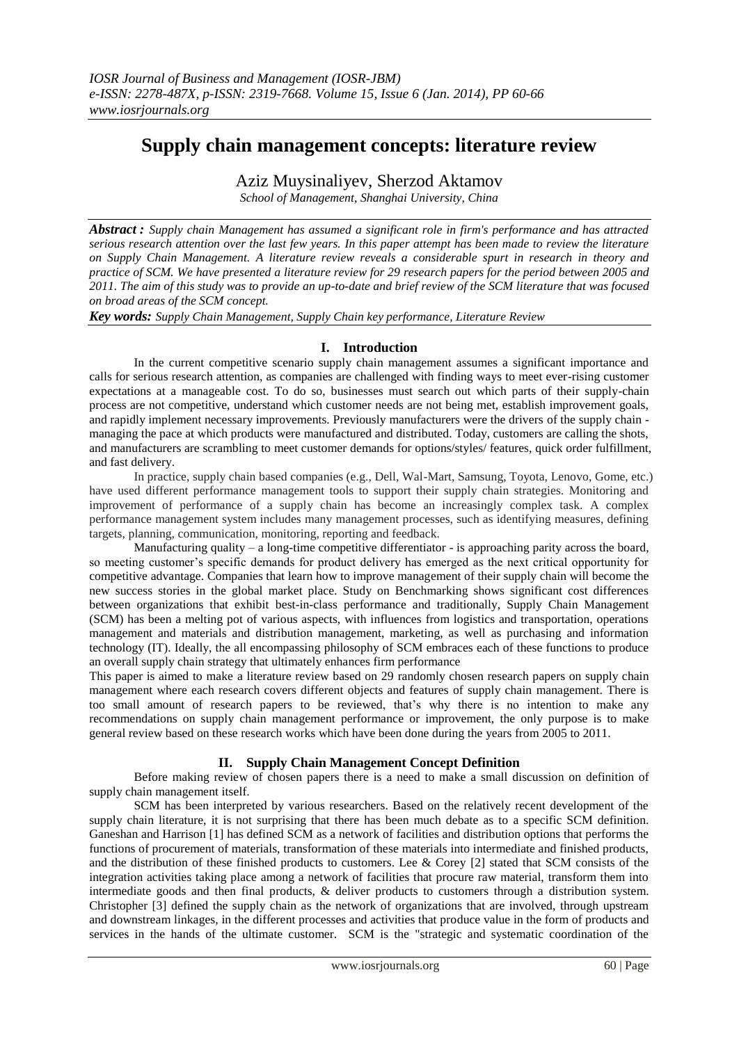# Supply chain management concepts: literature review

Aziz Muysinaliyev, Sherzod Aktamov

*School of Management, Shanghai University, China*

***Abstract :*** *Supply chain Management has assumed a significant role in firm's performance and has attracted serious research attention over the last few years. In this paper attempt has been made to review the literature on Supply Chain Management. A literature review reveals a considerable spurt in research in theory and practice of SCM. We have presented a literature review for 29 research papers for the period between 2005 and 2011. The aim of this study was to provide an up-to-date and brief review of the SCM literature that was focused on broad areas of the SCM concept.*

***Key words:*** *Supply Chain Management, Supply Chain key performance, Literature Review*

## I. Introduction

In the current competitive scenario supply chain management assumes a significant importance and calls for serious research attention, as companies are challenged with finding ways to meet ever-rising customer expectations at a manageable cost. To do so, businesses must search out which parts of their supply-chain process are not competitive, understand which customer needs are not being met, establish improvement goals, and rapidly implement necessary improvements. Previously manufacturers were the drivers of the supply chain - managing the pace at which products were manufactured and distributed. Today, customers are calling the shots, and manufacturers are scrambling to meet customer demands for options/styles/ features, quick order fulfillment, and fast delivery.

In practice, supply chain based companies (e.g., Dell, Wal-Mart, Samsung, Toyota, Lenovo, Gome, etc.) have used different performance management tools to support their supply chain strategies. Monitoring and improvement of performance of a supply chain has become an increasingly complex task. A complex performance management system includes many management processes, such as identifying measures, defining targets, planning, communication, monitoring, reporting and feedback.

Manufacturing quality – a long-time competitive differentiator - is approaching parity across the board, so meeting customer's specific demands for product delivery has emerged as the next critical opportunity for competitive advantage. Companies that learn how to improve management of their supply chain will become the new success stories in the global market place. Study on Benchmarking shows significant cost differences between organizations that exhibit best-in-class performance and traditionally, Supply Chain Management (SCM) has been a melting pot of various aspects, with influences from logistics and transportation, operations management and materials and distribution management, marketing, as well as purchasing and information technology (IT). Ideally, the all encompassing philosophy of SCM embraces each of these functions to produce an overall supply chain strategy that ultimately enhances firm performance

This paper is aimed to make a literature review based on 29 randomly chosen research papers on supply chain management where each research covers different objects and features of supply chain management. There is too small amount of research papers to be reviewed, that's why there is no intention to make any recommendations on supply chain management performance or improvement, the only purpose is to make general review based on these research works which have been done during the years from 2005 to 2011.

## II. Supply Chain Management Concept Definition

Before making review of chosen papers there is a need to make a small discussion on definition of supply chain management itself.

SCM has been interpreted by various researchers. Based on the relatively recent development of the supply chain literature, it is not surprising that there has been much debate as to a specific SCM definition. Ganeshan and Harrison [1] has defined SCM as a network of facilities and distribution options that performs the functions of procurement of materials, transformation of these materials into intermediate and finished products, and the distribution of these finished products to customers. Lee & Corey [2] stated that SCM consists of the integration activities taking place among a network of facilities that procure raw material, transform them into intermediate goods and then final products, & deliver products to customers through a distribution system. Christopher [3] defined the supply chain as the network of organizations that are involved, through upstream and downstream linkages, in the different processes and activities that produce value in the form of products and services in the hands of the ultimate customer. SCM is the "strategic and systematic coordination of the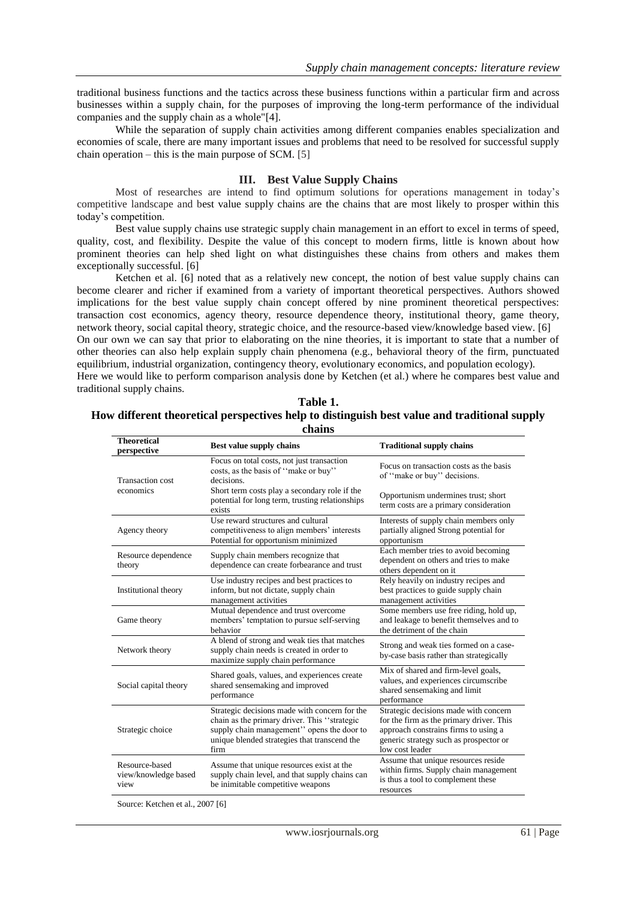traditional business functions and the tactics across these business functions within a particular firm and across businesses within a supply chain, for the purposes of improving the long-term performance of the individual companies and the supply chain as a whole"[4].

While the separation of supply chain activities among different companies enables specialization and economies of scale, there are many important issues and problems that need to be resolved for successful supply chain operation – this is the main purpose of SCM. [5]

## III. Best Value Supply Chains

Most of researches are intend to find optimum solutions for operations management in today's competitive landscape and best value supply chains are the chains that are most likely to prosper within this today's competition.

Best value supply chains use strategic supply chain management in an effort to excel in terms of speed, quality, cost, and flexibility. Despite the value of this concept to modern firms, little is known about how prominent theories can help shed light on what distinguishes these chains from others and makes them exceptionally successful. [6]

Ketchen et al. [6] noted that as a relatively new concept, the notion of best value supply chains can become clearer and richer if examined from a variety of important theoretical perspectives. Authors showed implications for the best value supply chain concept offered by nine prominent theoretical perspectives: transaction cost economics, agency theory, resource dependence theory, institutional theory, game theory, network theory, social capital theory, strategic choice, and the resource-based view/knowledge based view. [6]

On our own we can say that prior to elaborating on the nine theories, it is important to state that a number of other theories can also help explain supply chain phenomena (e.g., behavioral theory of the firm, punctuated equilibrium, industrial organization, contingency theory, evolutionary economics, and population ecology).

Here we would like to perform comparison analysis done by Ketchen (et al.) where he compares best value and traditional supply chains.

**Table 1.**
**How different theoretical perspectives help to distinguish best value and traditional supply chains**

| Theoretical perspective | Best value supply chains | Traditional supply chains |
|---|---|---|
| Transaction cost economics | Focus on total costs, not just transaction costs, as the basis of ''make or buy'' decisions.<br>Short term costs play a secondary role if the potential for long term, trusting relationships exists | Focus on transaction costs as the basis of ''make or buy'' decisions.<br>Opportunism undermines trust; short term costs are a primary consideration |
| Agency theory | Use reward structures and cultural competitiveness to align members' interests Potential for opportunism minimized | Interests of supply chain members only partially aligned Strong potential for opportunism |
| Resource dependence theory | Supply chain members recognize that dependence can create forbearance and trust | Each member tries to avoid becoming dependent on others and tries to make others dependent on it |
| Institutional theory | Use industry recipes and best practices to inform, but not dictate, supply chain management activities | Rely heavily on industry recipes and best practices to guide supply chain management activities |
| Game theory | Mutual dependence and trust overcome members' temptation to pursue self-serving behavior | Some members use free riding, hold up, and leakage to benefit themselves and to the detriment of the chain |
| Network theory | A blend of strong and weak ties that matches supply chain needs is created in order to maximize supply chain performance | Strong and weak ties formed on a case-by-case basis rather than strategically |
| Social capital theory | Shared goals, values, and experiences create shared sensemaking and improved performance | Mix of shared and firm-level goals, values, and experiences circumscribe shared sensemaking and limit performance |
| Strategic choice | Strategic decisions made with concern for the chain as the primary driver. This ''strategic supply chain management'' opens the door to unique blended strategies that transcend the firm | Strategic decisions made with concern for the firm as the primary driver. This approach constrains firms to using a generic strategy such as prospector or low cost leader |
| Resource-based view/knowledge based view | Assume that unique resources exist at the supply chain level, and that supply chains can be inimitable competitive weapons | Assume that unique resources reside within firms. Supply chain management is thus a tool to complement these resources |

Source: Ketchen et al., 2007 [6]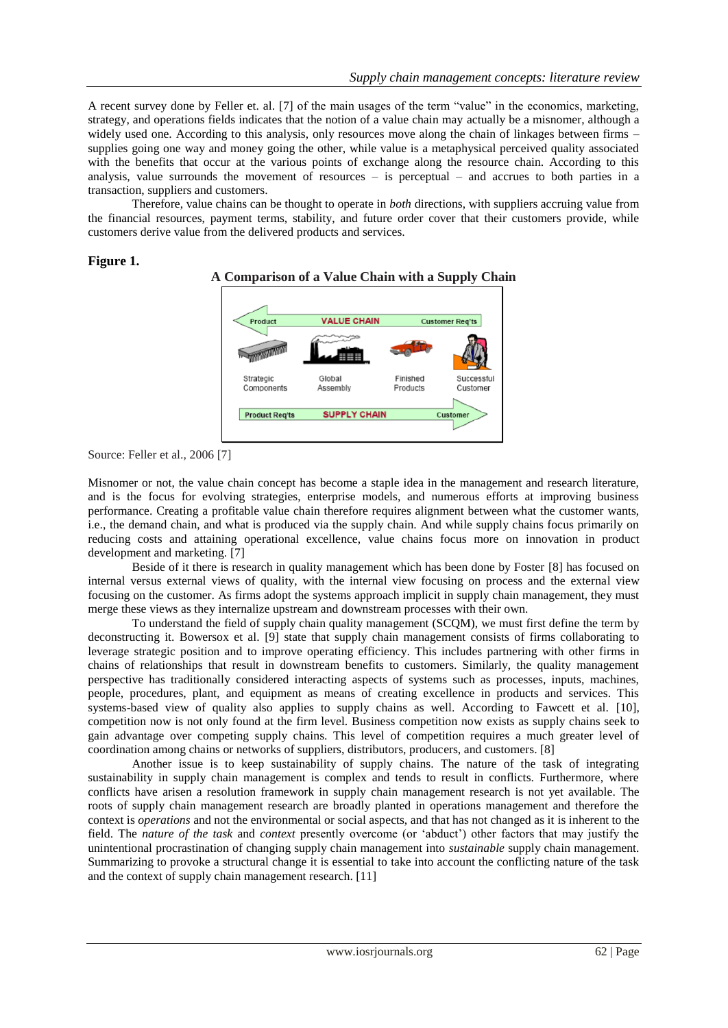A recent survey done by Feller et. al. [7] of the main usages of the term "value" in the economics, marketing, strategy, and operations fields indicates that the notion of a value chain may actually be a misnomer, although a widely used one. According to this analysis, only resources move along the chain of linkages between firms – supplies going one way and money going the other, while value is a metaphysical perceived quality associated with the benefits that occur at the various points of exchange along the resource chain. According to this analysis, value surrounds the movement of resources – is perceptual – and accrues to both parties in a transaction, suppliers and customers.

Therefore, value chains can be thought to operate in *both* directions, with suppliers accruing value from the financial resources, payment terms, stability, and future order cover that their customers provide, while customers derive value from the delivered products and services.

**Figure 1.**

**A Comparison of a Value Chain with a Supply Chain**

Source: Feller et al., 2006 [7]

Misnomer or not, the value chain concept has become a staple idea in the management and research literature, and is the focus for evolving strategies, enterprise models, and numerous efforts at improving business performance. Creating a profitable value chain therefore requires alignment between what the customer wants, i.e., the demand chain, and what is produced via the supply chain. And while supply chains focus primarily on reducing costs and attaining operational excellence, value chains focus more on innovation in product development and marketing. [7]

Beside of it there is research in quality management which has been done by Foster [8] has focused on internal versus external views of quality, with the internal view focusing on process and the external view focusing on the customer. As firms adopt the systems approach implicit in supply chain management, they must merge these views as they internalize upstream and downstream processes with their own.

To understand the field of supply chain quality management (SCQM), we must first define the term by deconstructing it. Bowersox et al. [9] state that supply chain management consists of firms collaborating to leverage strategic position and to improve operating efficiency. This includes partnering with other firms in chains of relationships that result in downstream benefits to customers. Similarly, the quality management perspective has traditionally considered interacting aspects of systems such as processes, inputs, machines, people, procedures, plant, and equipment as means of creating excellence in products and services. This systems-based view of quality also applies to supply chains as well. According to Fawcett et al. [10], competition now is not only found at the firm level. Business competition now exists as supply chains seek to gain advantage over competing supply chains. This level of competition requires a much greater level of coordination among chains or networks of suppliers, distributors, producers, and customers. [8]

Another issue is to keep sustainability of supply chains. The nature of the task of integrating sustainability in supply chain management is complex and tends to result in conflicts. Furthermore, where conflicts have arisen a resolution framework in supply chain management research is not yet available. The roots of supply chain management research are broadly planted in operations management and therefore the context is *operations* and not the environmental or social aspects, and that has not changed as it is inherent to the field. The *nature of the task* and *context* presently overcome (or 'abduct') other factors that may justify the unintentional procrastination of changing supply chain management into *sustainable* supply chain management. Summarizing to provoke a structural change it is essential to take into account the conflicting nature of the task and the context of supply chain management research. [11]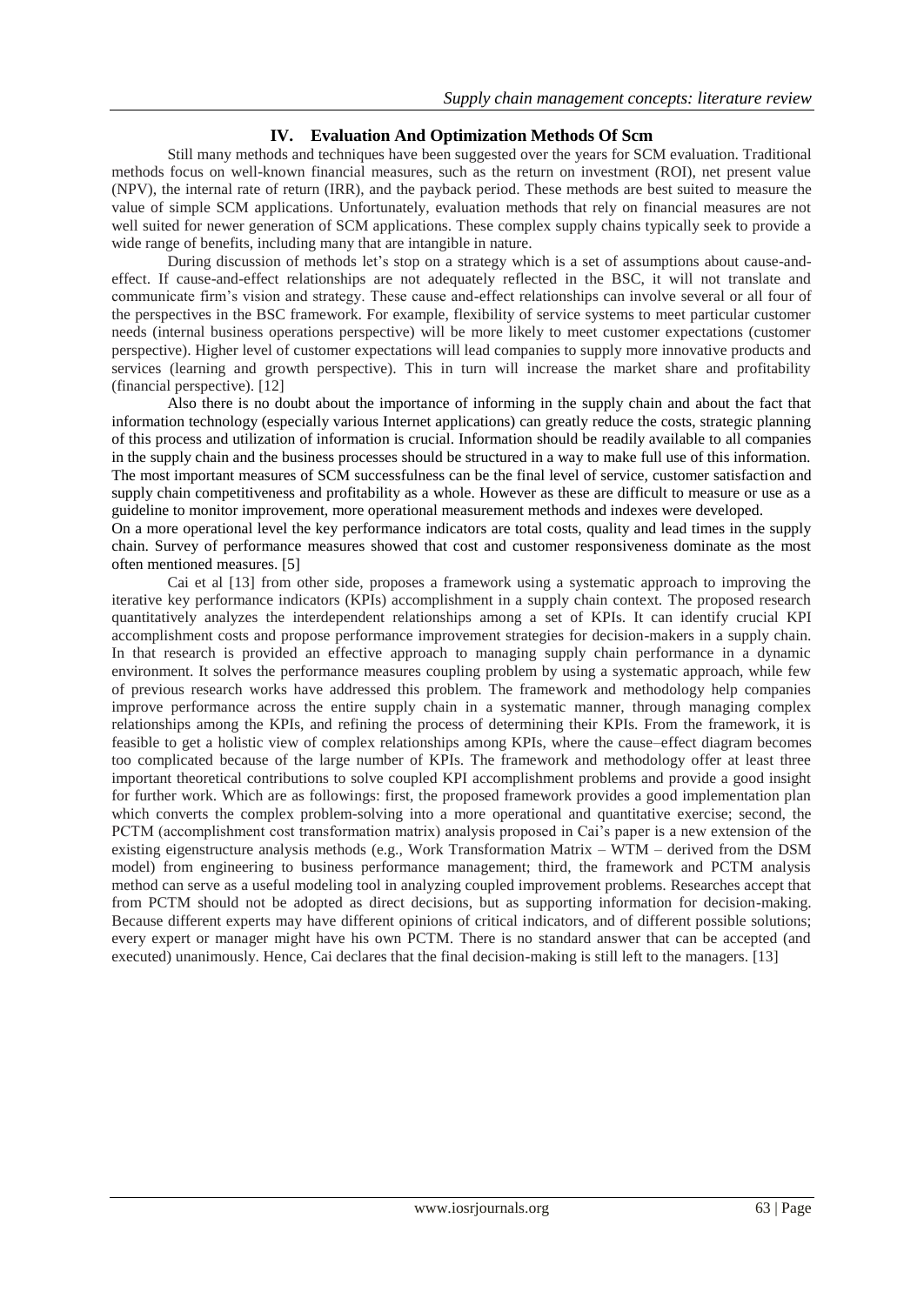## IV. Evaluation And Optimization Methods Of Scm

Still many methods and techniques have been suggested over the years for SCM evaluation. Traditional methods focus on well-known financial measures, such as the return on investment (ROI), net present value (NPV), the internal rate of return (IRR), and the payback period. These methods are best suited to measure the value of simple SCM applications. Unfortunately, evaluation methods that rely on financial measures are not well suited for newer generation of SCM applications. These complex supply chains typically seek to provide a wide range of benefits, including many that are intangible in nature.

During discussion of methods let's stop on a strategy which is a set of assumptions about cause-and-effect. If cause-and-effect relationships are not adequately reflected in the BSC, it will not translate and communicate firm's vision and strategy. These cause and-effect relationships can involve several or all four of the perspectives in the BSC framework. For example, flexibility of service systems to meet particular customer needs (internal business operations perspective) will be more likely to meet customer expectations (customer perspective). Higher level of customer expectations will lead companies to supply more innovative products and services (learning and growth perspective). This in turn will increase the market share and profitability (financial perspective). [12]

Also there is no doubt about the importance of informing in the supply chain and about the fact that information technology (especially various Internet applications) can greatly reduce the costs, strategic planning of this process and utilization of information is crucial. Information should be readily available to all companies in the supply chain and the business processes should be structured in a way to make full use of this information. The most important measures of SCM successfulness can be the final level of service, customer satisfaction and supply chain competitiveness and profitability as a whole. However as these are difficult to measure or use as a guideline to monitor improvement, more operational measurement methods and indexes were developed.

On a more operational level the key performance indicators are total costs, quality and lead times in the supply chain. Survey of performance measures showed that cost and customer responsiveness dominate as the most often mentioned measures. [5]

Cai et al [13] from other side, proposes a framework using a systematic approach to improving the iterative key performance indicators (KPIs) accomplishment in a supply chain context. The proposed research quantitatively analyzes the interdependent relationships among a set of KPIs. It can identify crucial KPI accomplishment costs and propose performance improvement strategies for decision-makers in a supply chain. In that research is provided an effective approach to managing supply chain performance in a dynamic environment. It solves the performance measures coupling problem by using a systematic approach, while few of previous research works have addressed this problem. The framework and methodology help companies improve performance across the entire supply chain in a systematic manner, through managing complex relationships among the KPIs, and refining the process of determining their KPIs. From the framework, it is feasible to get a holistic view of complex relationships among KPIs, where the cause–effect diagram becomes too complicated because of the large number of KPIs. The framework and methodology offer at least three important theoretical contributions to solve coupled KPI accomplishment problems and provide a good insight for further work. Which are as followings: first, the proposed framework provides a good implementation plan which converts the complex problem-solving into a more operational and quantitative exercise; second, the PCTM (accomplishment cost transformation matrix) analysis proposed in Cai's paper is a new extension of the existing eigenstructure analysis methods (e.g., Work Transformation Matrix – WTM – derived from the DSM model) from engineering to business performance management; third, the framework and PCTM analysis method can serve as a useful modeling tool in analyzing coupled improvement problems. Researches accept that from PCTM should not be adopted as direct decisions, but as supporting information for decision-making. Because different experts may have different opinions of critical indicators, and of different possible solutions; every expert or manager might have his own PCTM. There is no standard answer that can be accepted (and executed) unanimously. Hence, Cai declares that the final decision-making is still left to the managers. [13]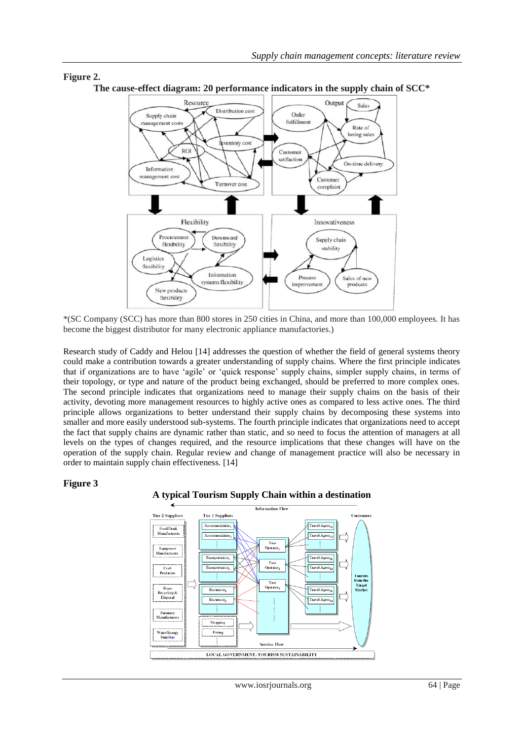**Figure 2.**

**The cause-effect diagram: 20 performance indicators in the supply chain of SCC***

*(SC Company (SCC) has more than 800 stores in 250 cities in China, and more than 100,000 employees. It has become the biggest distributor for many electronic appliance manufactories.)

Research study of Caddy and Helou [14] addresses the question of whether the field of general systems theory could make a contribution towards a greater understanding of supply chains. Where the first principle indicates that if organizations are to have 'agile' or 'quick response' supply chains, simpler supply chains, in terms of their topology, or type and nature of the product being exchanged, should be preferred to more complex ones. The second principle indicates that organizations need to manage their supply chains on the basis of their activity, devoting more management resources to highly active ones as compared to less active ones. The third principle allows organizations to better understand their supply chains by decomposing these systems into smaller and more easily understood sub-systems. The fourth principle indicates that organizations need to accept the fact that supply chains are dynamic rather than static, and so need to focus the attention of managers at all levels on the types of changes required, and the resource implications that these changes will have on the operation of the supply chain. Regular review and change of management practice will also be necessary in order to maintain supply chain effectiveness. [14]

**Figure 3**

**A typical Tourism Supply Chain within a destination**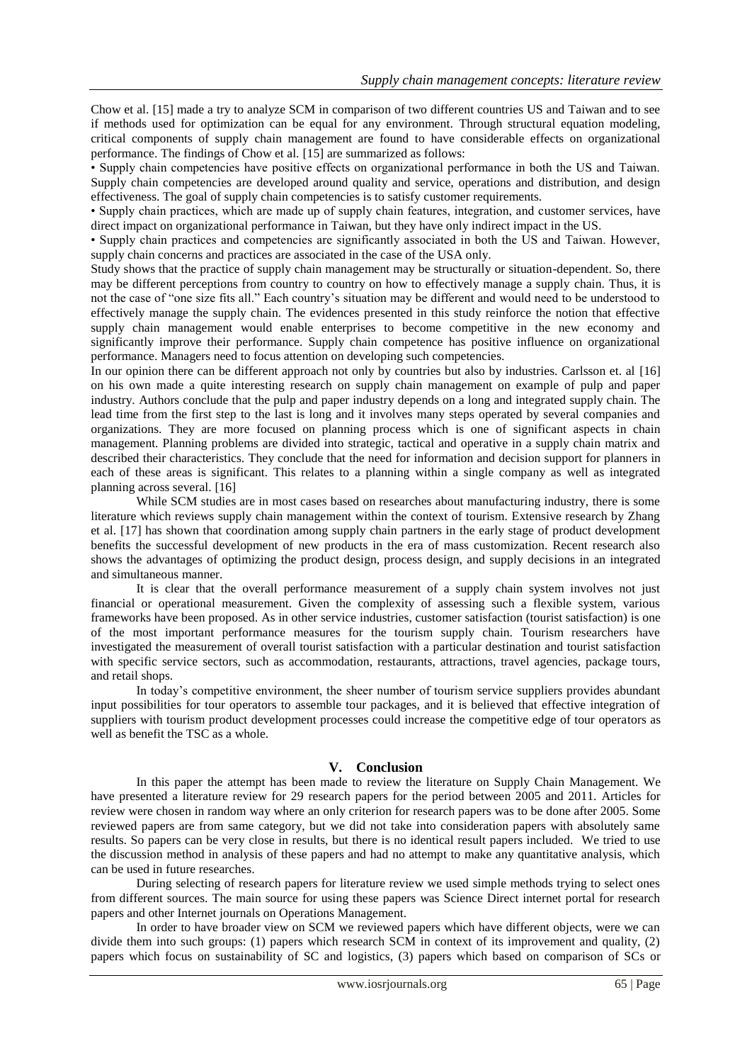Chow et al. [15] made a try to analyze SCM in comparison of two different countries US and Taiwan and to see if methods used for optimization can be equal for any environment. Through structural equation modeling, critical components of supply chain management are found to have considerable effects on organizational performance. The findings of Chow et al. [15] are summarized as follows:

- Supply chain competencies have positive effects on organizational performance in both the US and Taiwan. Supply chain competencies are developed around quality and service, operations and distribution, and design effectiveness. The goal of supply chain competencies is to satisfy customer requirements.
- Supply chain practices, which are made up of supply chain features, integration, and customer services, have direct impact on organizational performance in Taiwan, but they have only indirect impact in the US.
- Supply chain practices and competencies are significantly associated in both the US and Taiwan. However, supply chain concerns and practices are associated in the case of the USA only.

Study shows that the practice of supply chain management may be structurally or situation-dependent. So, there may be different perceptions from country to country on how to effectively manage a supply chain. Thus, it is not the case of "one size fits all." Each country's situation may be different and would need to be understood to effectively manage the supply chain. The evidences presented in this study reinforce the notion that effective supply chain management would enable enterprises to become competitive in the new economy and significantly improve their performance. Supply chain competence has positive influence on organizational performance. Managers need to focus attention on developing such competencies.

In our opinion there can be different approach not only by countries but also by industries. Carlsson et. al [16] on his own made a quite interesting research on supply chain management on example of pulp and paper industry. Authors conclude that the pulp and paper industry depends on a long and integrated supply chain. The lead time from the first step to the last is long and it involves many steps operated by several companies and organizations. They are more focused on planning process which is one of significant aspects in chain management. Planning problems are divided into strategic, tactical and operative in a supply chain matrix and described their characteristics. They conclude that the need for information and decision support for planners in each of these areas is significant. This relates to a planning within a single company as well as integrated planning across several. [16]

While SCM studies are in most cases based on researches about manufacturing industry, there is some literature which reviews supply chain management within the context of tourism. Extensive research by Zhang et al. [17] has shown that coordination among supply chain partners in the early stage of product development benefits the successful development of new products in the era of mass customization. Recent research also shows the advantages of optimizing the product design, process design, and supply decisions in an integrated and simultaneous manner.

It is clear that the overall performance measurement of a supply chain system involves not just financial or operational measurement. Given the complexity of assessing such a flexible system, various frameworks have been proposed. As in other service industries, customer satisfaction (tourist satisfaction) is one of the most important performance measures for the tourism supply chain. Tourism researchers have investigated the measurement of overall tourist satisfaction with a particular destination and tourist satisfaction with specific service sectors, such as accommodation, restaurants, attractions, travel agencies, package tours, and retail shops.

In today's competitive environment, the sheer number of tourism service suppliers provides abundant input possibilities for tour operators to assemble tour packages, and it is believed that effective integration of suppliers with tourism product development processes could increase the competitive edge of tour operators as well as benefit the TSC as a whole.

## V. Conclusion

In this paper the attempt has been made to review the literature on Supply Chain Management. We have presented a literature review for 29 research papers for the period between 2005 and 2011. Articles for review were chosen in random way where an only criterion for research papers was to be done after 2005. Some reviewed papers are from same category, but we did not take into consideration papers with absolutely same results. So papers can be very close in results, but there is no identical result papers included. We tried to use the discussion method in analysis of these papers and had no attempt to make any quantitative analysis, which can be used in future researches.

During selecting of research papers for literature review we used simple methods trying to select ones from different sources. The main source for using these papers was Science Direct internet portal for research papers and other Internet journals on Operations Management.

In order to have broader view on SCM we reviewed papers which have different objects, were we can divide them into such groups: (1) papers which research SCM in context of its improvement and quality, (2) papers which focus on sustainability of SC and logistics, (3) papers which based on comparison of SCs or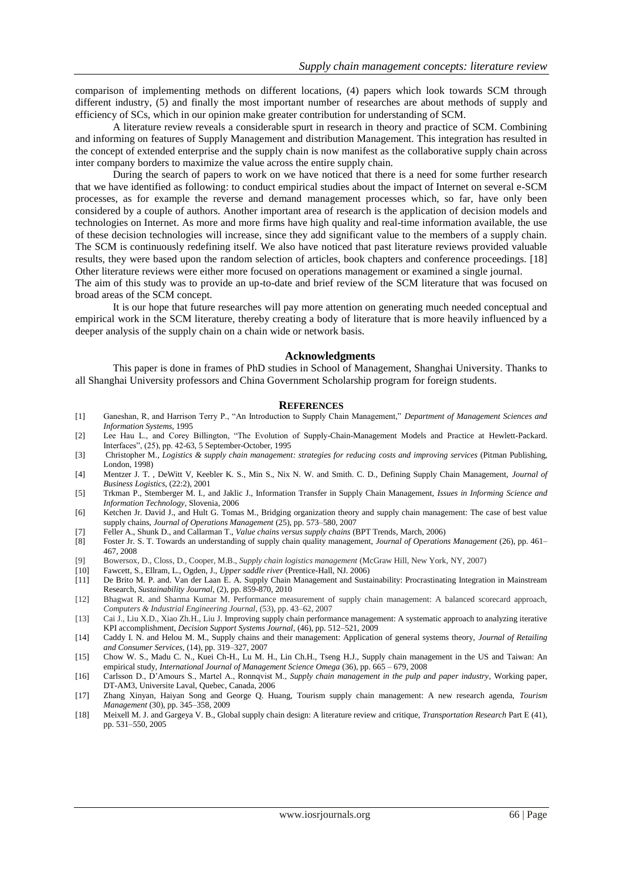comparison of implementing methods on different locations, (4) papers which look towards SCM through different industry, (5) and finally the most important number of researches are about methods of supply and efficiency of SCs, which in our opinion make greater contribution for understanding of SCM.

A literature review reveals a considerable spurt in research in theory and practice of SCM. Combining and informing on features of Supply Management and distribution Management. This integration has resulted in the concept of extended enterprise and the supply chain is now manifest as the collaborative supply chain across inter company borders to maximize the value across the entire supply chain.

During the search of papers to work on we have noticed that there is a need for some further research that we have identified as following: to conduct empirical studies about the impact of Internet on several e-SCM processes, as for example the reverse and demand management processes which, so far, have only been considered by a couple of authors. Another important area of research is the application of decision models and technologies on Internet. As more and more firms have high quality and real-time information available, the use of these decision technologies will increase, since they add significant value to the members of a supply chain. The SCM is continuously redefining itself. We also have noticed that past literature reviews provided valuable results, they were based upon the random selection of articles, book chapters and conference proceedings. [18] Other literature reviews were either more focused on operations management or examined a single journal.

The aim of this study was to provide an up-to-date and brief review of the SCM literature that was focused on broad areas of the SCM concept.

It is our hope that future researches will pay more attention on generating much needed conceptual and empirical work in the SCM literature, thereby creating a body of literature that is more heavily influenced by a deeper analysis of the supply chain on a chain wide or network basis.

## Acknowledgments

This paper is done in frames of PhD studies in School of Management, Shanghai University. Thanks to all Shanghai University professors and China Government Scholarship program for foreign students.

## References

[1] Ganeshan, R, and Harrison Terry P., "An Introduction to Supply Chain Management," *Department of Management Sciences and Information Systems*, 1995

[2] Lee Hau L., and Corey Billington, "The Evolution of Supply-Chain-Management Models and Practice at Hewlett-Packard. Interfaces", (25), pp. 42-63, 5 September-October, 1995

[3] Christopher M., *Logistics & supply chain management: strategies for reducing costs and improving services* (Pitman Publishing, London, 1998)

[4] Mentzer J. T. , DeWitt V, Keebler K. S., Min S., Nix N. W. and Smith. C. D., Defining Supply Chain Management, *Journal of Business Logistics*, (22:2), 2001

[5] Trkman P., Stemberger M. I., and Jaklic J., Information Transfer in Supply Chain Management, *Issues in Informing Science and Information Technology*, Slovenia, 2006

[6] Ketchen Jr. David J., and Hult G. Tomas M., Bridging organization theory and supply chain management: The case of best value supply chains, *Journal of Operations Management* (25), pp. 573–580, 2007

[7] Feller A., Shunk D., and Callarman T., *Value chains versus supply chains* (BPT Trends, March, 2006)

[8] Foster Jr. S. T. Towards an understanding of supply chain quality management, *Journal of Operations Management* (26), pp. 461–467, 2008

[9] Bowersox, D., Closs, D., Cooper, M.B., *Supply chain logistics management* (McGraw Hill, New York, NY, 2007)

[10] Fawcett, S., Ellram, L., Ogden, J., *Upper saddle river* (Prentice-Hall, NJ. 2006)

[11] De Brito M. P. and. Van der Laan E. A. Supply Chain Management and Sustainability: Procrastinating Integration in Mainstream Research, *Sustainability Journal*, (2), pp. 859-870, 2010

[12] Bhagwat R. and Sharma Kumar M. Performance measurement of supply chain management: A balanced scorecard approach, *Computers & Industrial Engineering Journal*, (53), pp. 43–62, 2007

[13] Cai J., Liu X.D., Xiao Zh.H., Liu J. Improving supply chain performance management: A systematic approach to analyzing iterative KPI accomplishment, *Decision Support Systems Journal*, (46), pp. 512–521, 2009

[14] Caddy I. N. and Helou M. M., Supply chains and their management: Application of general systems theory, *Journal of Retailing and Consumer Services*, (14), pp. 319–327, 2007

[15] Chow W. S., Madu C. N., Kuei Ch-H., Lu M. H., Lin Ch.H., Tseng H.J., Supply chain management in the US and Taiwan: An empirical study, *International Journal of Management Science Omega* (36), pp. 665 – 679, 2008

[16] Carlsson D., D'Amours S., Martel A., Ronnqvist M., *Supply chain management in the pulp and paper industry*, Working paper, DT-AM3, Universite Laval, Quebec, Canada, 2006

[17] Zhang Xinyan, Haiyan Song and George Q. Huang, Tourism supply chain management: A new research agenda, *Tourism Management* (30), pp. 345–358, 2009

[18] Meixell M. J. and Gargeya V. B., Global supply chain design: A literature review and critique, *Transportation Research* Part E (41), pp. 531–550, 2005